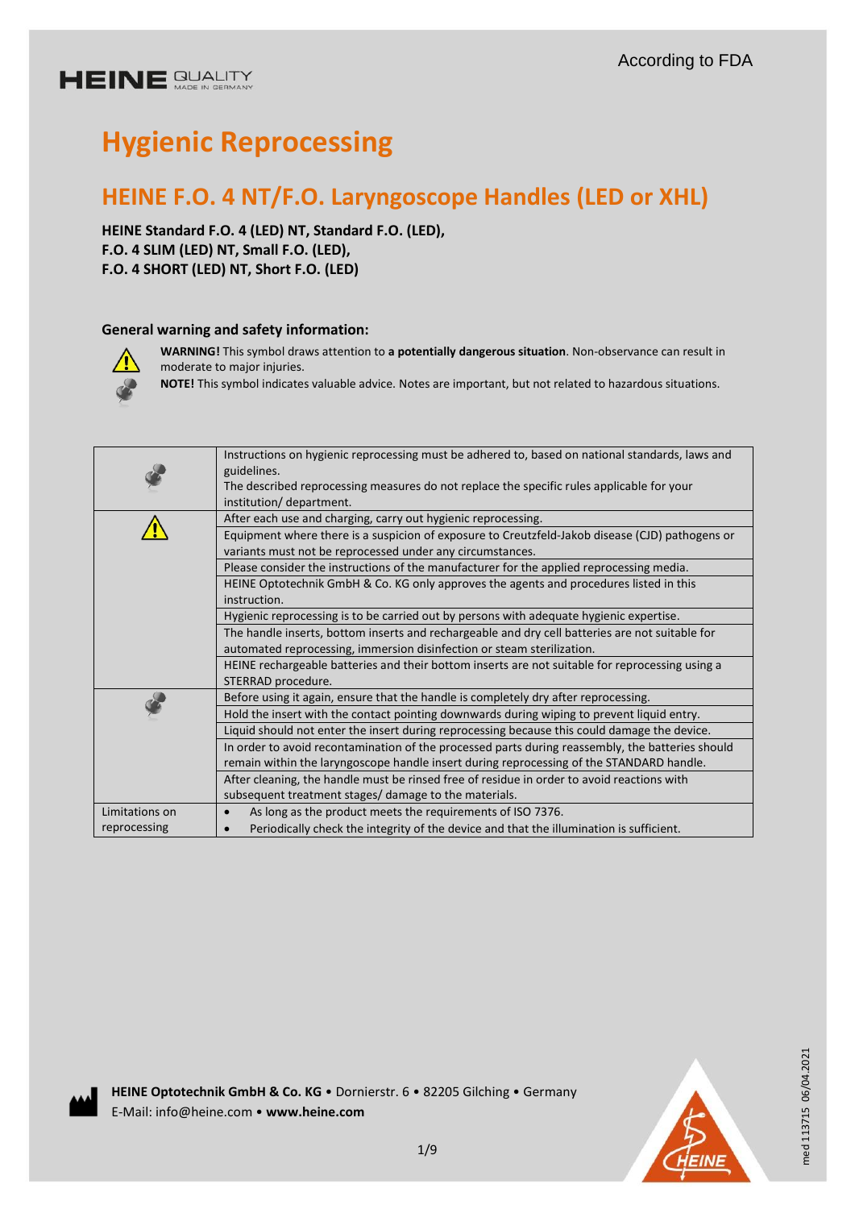HEINE QUALITY MADE IN GERMANY

According to FDA

# Hygienic Reprocessing

## HEINE F.O. 4 NT/F.O. Laryngoscope Handles (LED or XHL)

**HEINE Standard F.O. 4 (LED) NT, Standard F.O. (LED),**
**F.O. 4 SLIM (LED) NT, Small F.O. (LED),**
**F.O. 4 SHORT (LED) NT, Short F.O. (LED)**

### General warning and safety information:

**WARNING!** This symbol draws attention to **a potentially dangerous situation**. Non-observance can result in moderate to major injuries.

**NOTE!** This symbol indicates valuable advice. Notes are important, but not related to hazardous situations.

| | |
|---|---|
| NOTE | Instructions on hygienic reprocessing must be adhered to, based on national standards, laws and guidelines. The described reprocessing measures do not replace the specific rules applicable for your institution/ department. |
| WARNING | After each use and charging, carry out hygienic reprocessing. |
| | Equipment where there is a suspicion of exposure to Creutzfeld-Jakob disease (CJD) pathogens or variants must not be reprocessed under any circumstances. |
| | Please consider the instructions of the manufacturer for the applied reprocessing media. |
| | HEINE Optotechnik GmbH & Co. KG only approves the agents and procedures listed in this instruction. |
| | Hygienic reprocessing is to be carried out by persons with adequate hygienic expertise. |
| | The handle inserts, bottom inserts and rechargeable and dry cell batteries are not suitable for automated reprocessing, immersion disinfection or steam sterilization. |
| | HEINE rechargeable batteries and their bottom inserts are not suitable for reprocessing using a STERRAD procedure. |
| NOTE | Before using it again, ensure that the handle is completely dry after reprocessing. |
| | Hold the insert with the contact pointing downwards during wiping to prevent liquid entry. |
| | Liquid should not enter the insert during reprocessing because this could damage the device. |
| | In order to avoid recontamination of the processed parts during reassembly, the batteries should remain within the laryngoscope handle insert during reprocessing of the STANDARD handle. |
| | After cleaning, the handle must be rinsed free of residue in order to avoid reactions with subsequent treatment stages/ damage to the materials. |
| Limitations on reprocessing | • As long as the product meets the requirements of ISO 7376.<br>• Periodically check the integrity of the device and that the illumination is sufficient. |

**HEINE Optotechnik GmbH & Co. KG** • Dornierstr. 6 • 82205 Gilching • Germany
E-Mail: info@heine.com • **www.heine.com**

med 113715 06/04.2021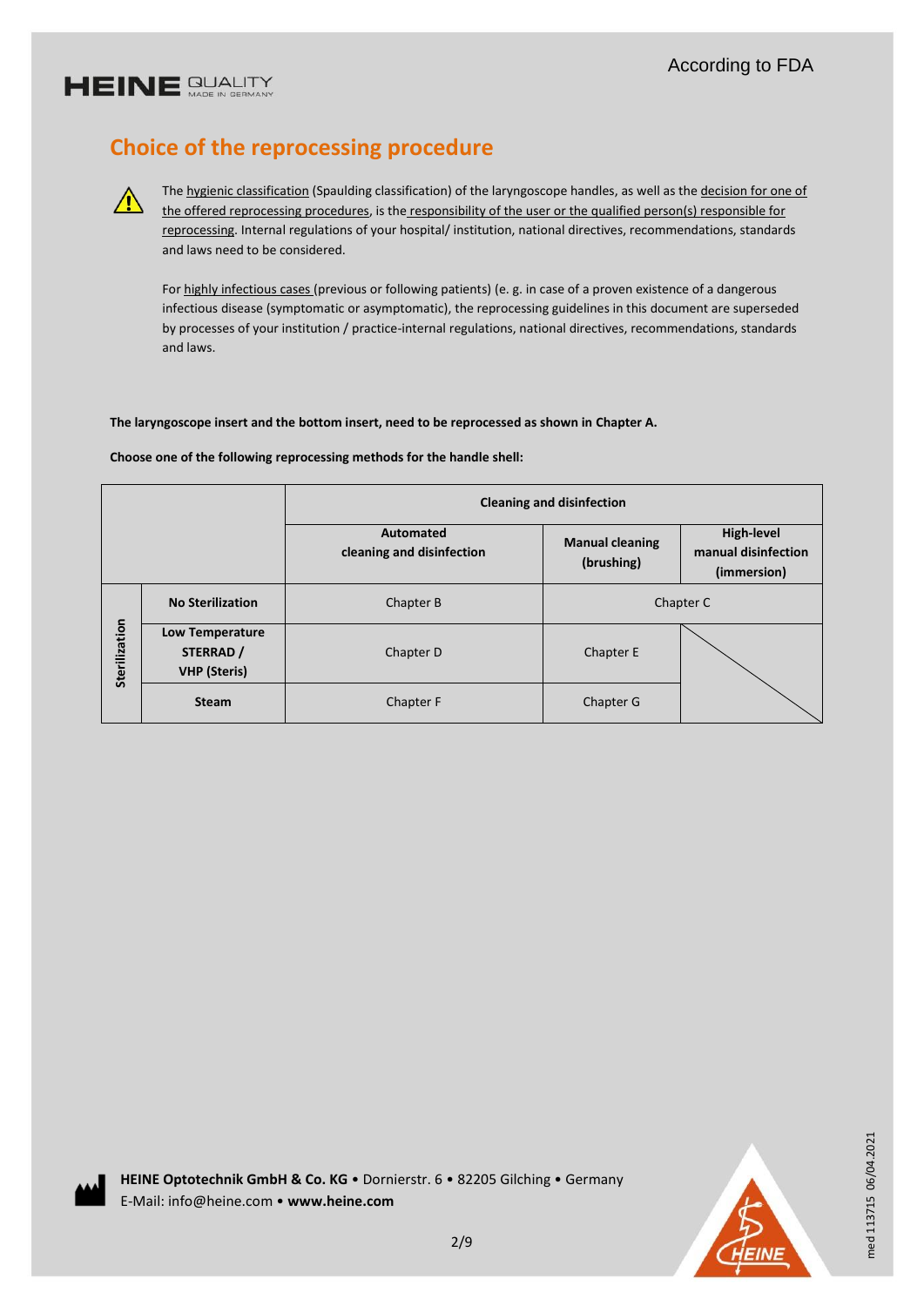## Choice of the reprocessing procedure

⚠ The hygienic classification (Spaulding classification) of the laryngoscope handles, as well as the decision for one of the offered reprocessing procedures, is the responsibility of the user or the qualified person(s) responsible for reprocessing. Internal regulations of your hospital/ institution, national directives, recommendations, standards and laws need to be considered.

For highly infectious cases (previous or following patients) (e. g. in case of a proven existence of a dangerous infectious disease (symptomatic or asymptomatic), the reprocessing guidelines in this document are superseded by processes of your institution / practice-internal regulations, national directives, recommendations, standards and laws.

**The laryngoscope insert and the bottom insert, need to be reprocessed as shown in Chapter A.**

**Choose one of the following reprocessing methods for the handle shell:**

| | | Cleaning and disinfection | | |
|---|---|---|---|---|
| | | **Automated cleaning and disinfection** | **Manual cleaning (brushing)** | **High-level manual disinfection (immersion)** |
| **Sterilization** | **No Sterilization** | Chapter B | Chapter C | |
| | **Low Temperature STERRAD / VHP (Steris)** | Chapter D | Chapter E | |
| | **Steam** | Chapter F | Chapter G | |

**HEINE Optotechnik GmbH & Co. KG** • Dornierstr. 6 • 82205 Gilching • Germany
E-Mail: info@heine.com • **www.heine.com**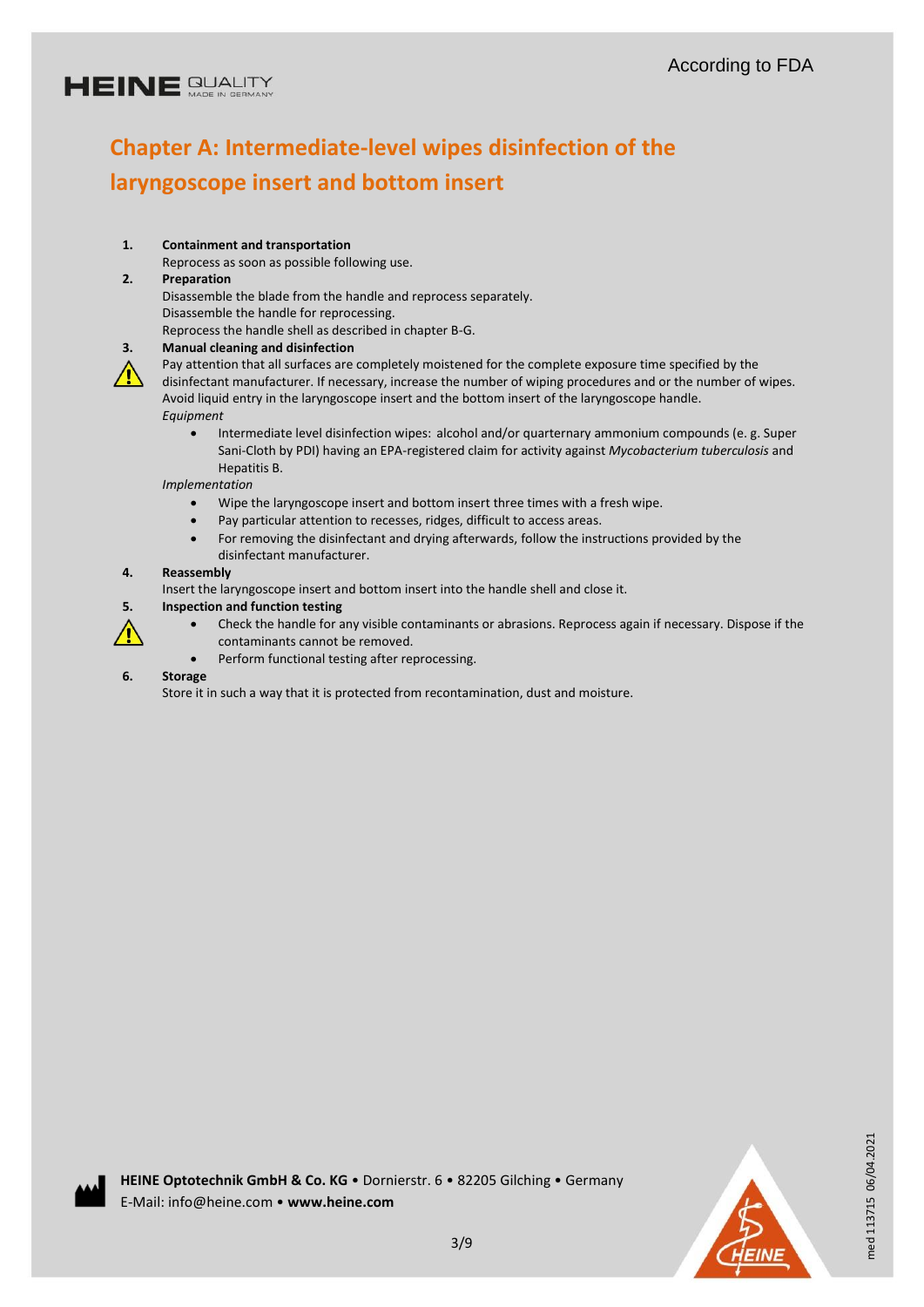# Chapter A: Intermediate-level wipes disinfection of the laryngoscope insert and bottom insert

1. **Containment and transportation**
   Reprocess as soon as possible following use.
2. **Preparation**
   Disassemble the blade from the handle and reprocess separately.
   Disassemble the handle for reprocessing.
   Reprocess the handle shell as described in chapter B-G.
3. **Manual cleaning and disinfection**
   Pay attention that all surfaces are completely moistened for the complete exposure time specified by the disinfectant manufacturer. If necessary, increase the number of wiping procedures and or the number of wipes. Avoid liquid entry in the laryngoscope insert and the bottom insert of the laryngoscope handle.
   *Equipment*
   - Intermediate level disinfection wipes: alcohol and/or quarternary ammonium compounds (e. g. Super Sani-Cloth by PDI) having an EPA-registered claim for activity against *Mycobacterium tuberculosis* and Hepatitis B.

   *Implementation*
   - Wipe the laryngoscope insert and bottom insert three times with a fresh wipe.
   - Pay particular attention to recesses, ridges, difficult to access areas.
   - For removing the disinfectant and drying afterwards, follow the instructions provided by the disinfectant manufacturer.
4. **Reassembly**
   Insert the laryngoscope insert and bottom insert into the handle shell and close it.
5. **Inspection and function testing**
   - Check the handle for any visible contaminants or abrasions. Reprocess again if necessary. Dispose if the contaminants cannot be removed.
   - Perform functional testing after reprocessing.
6. **Storage**
   Store it in such a way that it is protected from recontamination, dust and moisture.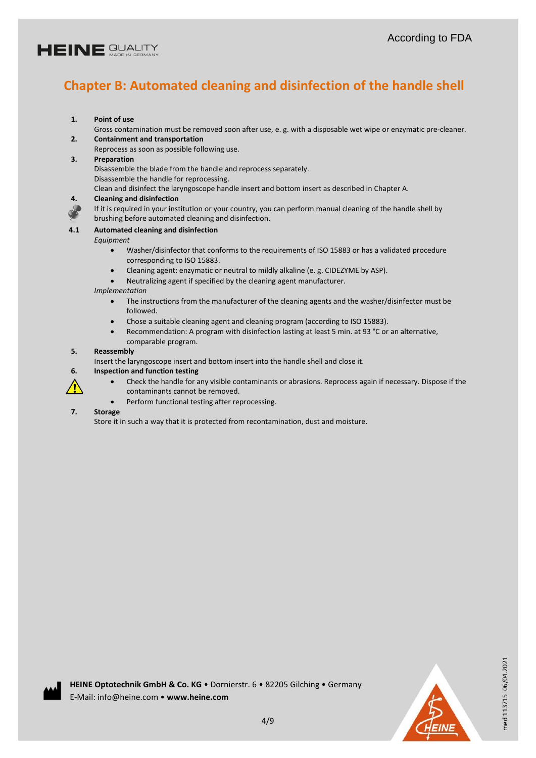## Chapter B: Automated cleaning and disinfection of the handle shell

**1. Point of use**

Gross contamination must be removed soon after use, e. g. with a disposable wet wipe or enzymatic pre-cleaner.

**2. Containment and transportation**

Reprocess as soon as possible following use.

**3. Preparation**

Disassemble the blade from the handle and reprocess separately.
Disassemble the handle for reprocessing.
Clean and disinfect the laryngoscope handle insert and bottom insert as described in Chapter A.

**4. Cleaning and disinfection**

If it is required in your institution or your country, you can perform manual cleaning of the handle shell by brushing before automated cleaning and disinfection.

**4.1 Automated cleaning and disinfection**

*Equipment*

- Washer/disinfector that conforms to the requirements of ISO 15883 or has a validated procedure corresponding to ISO 15883.
- Cleaning agent: enzymatic or neutral to mildly alkaline (e. g. CIDEZYME by ASP).
- Neutralizing agent if specified by the cleaning agent manufacturer.

*Implementation*

- The instructions from the manufacturer of the cleaning agents and the washer/disinfector must be followed.
- Chose a suitable cleaning agent and cleaning program (according to ISO 15883).
- Recommendation: A program with disinfection lasting at least 5 min. at 93 °C or an alternative, comparable program.

**5. Reassembly**

Insert the laryngoscope insert and bottom insert into the handle shell and close it.

**6. Inspection and function testing**

- Check the handle for any visible contaminants or abrasions. Reprocess again if necessary. Dispose if the contaminants cannot be removed.
- Perform functional testing after reprocessing.

**7. Storage**

Store it in such a way that it is protected from recontamination, dust and moisture.

**HEINE Optotechnik GmbH & Co. KG** • Dornierstr. 6 • 82205 Gilching • Germany
E-Mail: info@heine.com • **www.heine.com**

med 113715 06/04.2021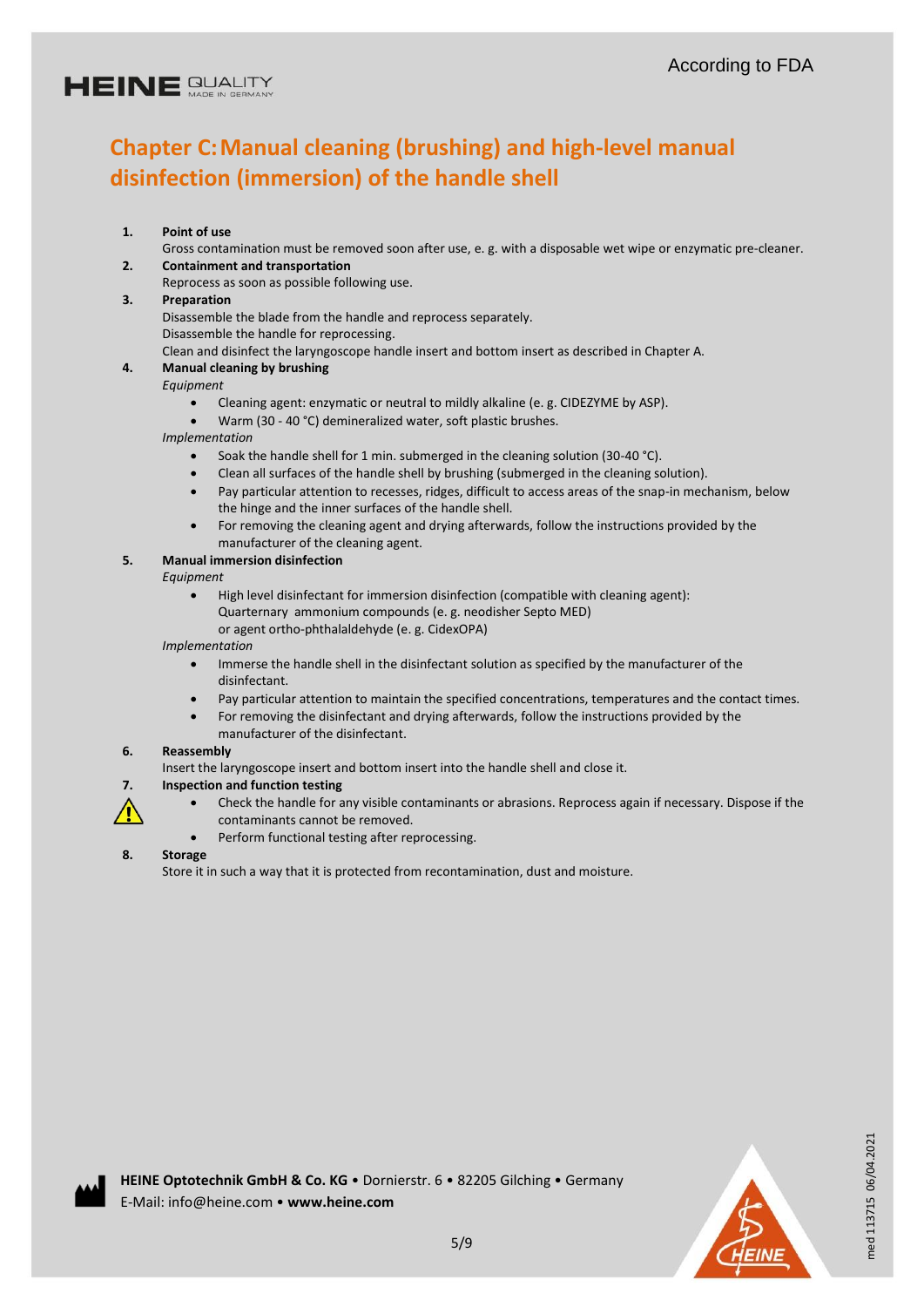# Chapter C: Manual cleaning (brushing) and high-level manual disinfection (immersion) of the handle shell

1. **Point of use**
   Gross contamination must be removed soon after use, e. g. with a disposable wet wipe or enzymatic pre-cleaner.
2. **Containment and transportation**
   Reprocess as soon as possible following use.
3. **Preparation**
   Disassemble the blade from the handle and reprocess separately.
   Disassemble the handle for reprocessing.
   Clean and disinfect the laryngoscope handle insert and bottom insert as described in Chapter A.
4. **Manual cleaning by brushing**
   *Equipment*
   - Cleaning agent: enzymatic or neutral to mildly alkaline (e. g. CIDEZYME by ASP).
   - Warm (30 - 40 °C) demineralized water, soft plastic brushes.

   *Implementation*
   - Soak the handle shell for 1 min. submerged in the cleaning solution (30-40 °C).
   - Clean all surfaces of the handle shell by brushing (submerged in the cleaning solution).
   - Pay particular attention to recesses, ridges, difficult to access areas of the snap-in mechanism, below the hinge and the inner surfaces of the handle shell.
   - For removing the cleaning agent and drying afterwards, follow the instructions provided by the manufacturer of the cleaning agent.
5. **Manual immersion disinfection**
   *Equipment*
   - High level disinfectant for immersion disinfection (compatible with cleaning agent):
     Quarternary ammonium compounds (e. g. neodisher Septo MED)
     or agent ortho-phthalaldehyde (e. g. CidexOPA)

   *Implementation*
   - Immerse the handle shell in the disinfectant solution as specified by the manufacturer of the disinfectant.
   - Pay particular attention to maintain the specified concentrations, temperatures and the contact times.
   - For removing the disinfectant and drying afterwards, follow the instructions provided by the manufacturer of the disinfectant.
6. **Reassembly**
   Insert the laryngoscope insert and bottom insert into the handle shell and close it.
7. **Inspection and function testing**
   - ⚠ Check the handle for any visible contaminants or abrasions. Reprocess again if necessary. Dispose if the contaminants cannot be removed.
   - Perform functional testing after reprocessing.
8. **Storage**
   Store it in such a way that it is protected from recontamination, dust and moisture.

**HEINE Optotechnik GmbH & Co. KG** • Dornierstr. 6 • 82205 Gilching • Germany
E-Mail: info@heine.com • **www.heine.com**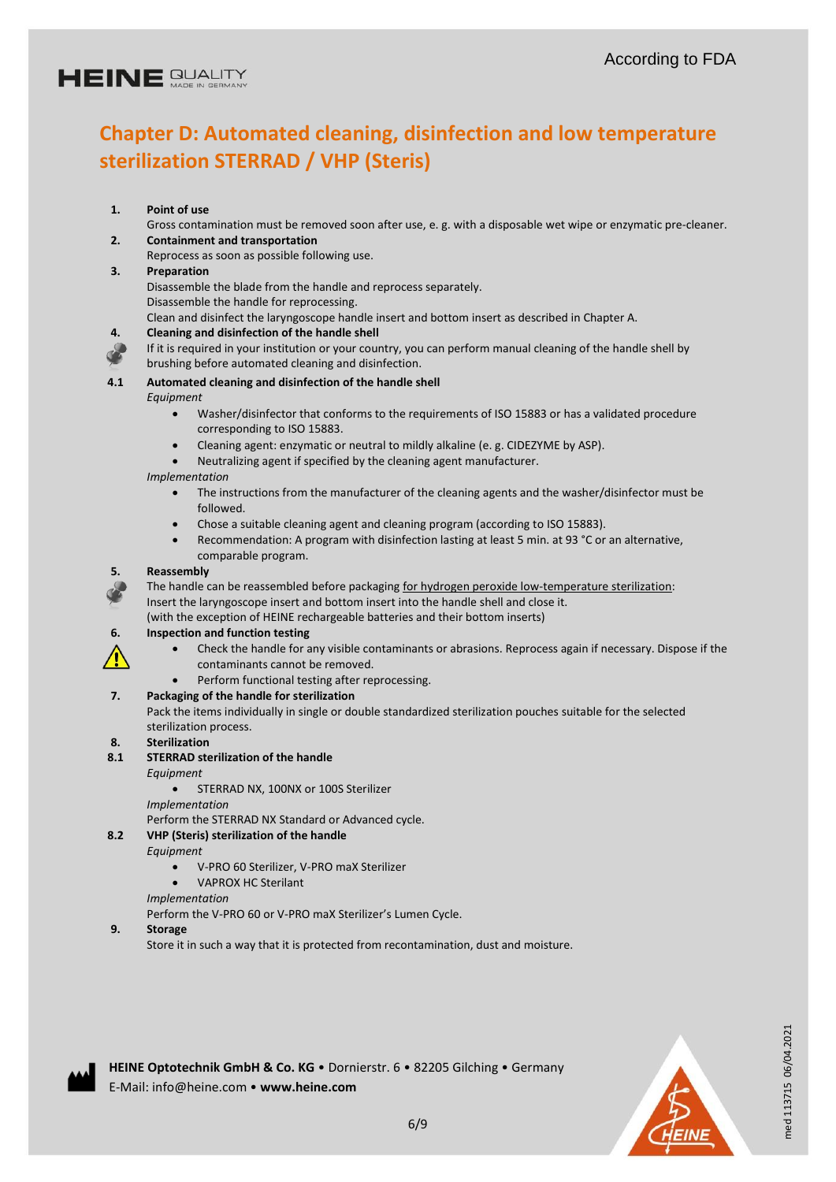# Chapter D: Automated cleaning, disinfection and low temperature sterilization STERRAD / VHP (Steris)

**1. Point of use**

Gross contamination must be removed soon after use, e. g. with a disposable wet wipe or enzymatic pre-cleaner.

**2. Containment and transportation**

Reprocess as soon as possible following use.

**3. Preparation**

Disassemble the blade from the handle and reprocess separately.
Disassemble the handle for reprocessing.
Clean and disinfect the laryngoscope handle insert and bottom insert as described in Chapter A.

**4. Cleaning and disinfection of the handle shell**

If it is required in your institution or your country, you can perform manual cleaning of the handle shell by brushing before automated cleaning and disinfection.

**4.1 Automated cleaning and disinfection of the handle shell**

*Equipment*

- Washer/disinfector that conforms to the requirements of ISO 15883 or has a validated procedure corresponding to ISO 15883.
- Cleaning agent: enzymatic or neutral to mildly alkaline (e. g. CIDEZYME by ASP).
- Neutralizing agent if specified by the cleaning agent manufacturer.

*Implementation*

- The instructions from the manufacturer of the cleaning agents and the washer/disinfector must be followed.
- Chose a suitable cleaning agent and cleaning program (according to ISO 15883).
- Recommendation: A program with disinfection lasting at least 5 min. at 93 °C or an alternative, comparable program.

**5. Reassembly**

The handle can be reassembled before packaging for hydrogen peroxide low-temperature sterilization:
Insert the laryngoscope insert and bottom insert into the handle shell and close it.
(with the exception of HEINE rechargeable batteries and their bottom inserts)

**6. Inspection and function testing**

- Check the handle for any visible contaminants or abrasions. Reprocess again if necessary. Dispose if the contaminants cannot be removed.
- Perform functional testing after reprocessing.

**7. Packaging of the handle for sterilization**

Pack the items individually in single or double standardized sterilization pouches suitable for the selected sterilization process.

**8. Sterilization**

**8.1 STERRAD sterilization of the handle**

*Equipment*

- STERRAD NX, 100NX or 100S Sterilizer

*Implementation*

Perform the STERRAD NX Standard or Advanced cycle.

**8.2 VHP (Steris) sterilization of the handle**

*Equipment*

- V-PRO 60 Sterilizer, V-PRO maX Sterilizer
- VAPROX HC Sterilant

*Implementation*

Perform the V-PRO 60 or V-PRO maX Sterilizer's Lumen Cycle.

**9. Storage**

Store it in such a way that it is protected from recontamination, dust and moisture.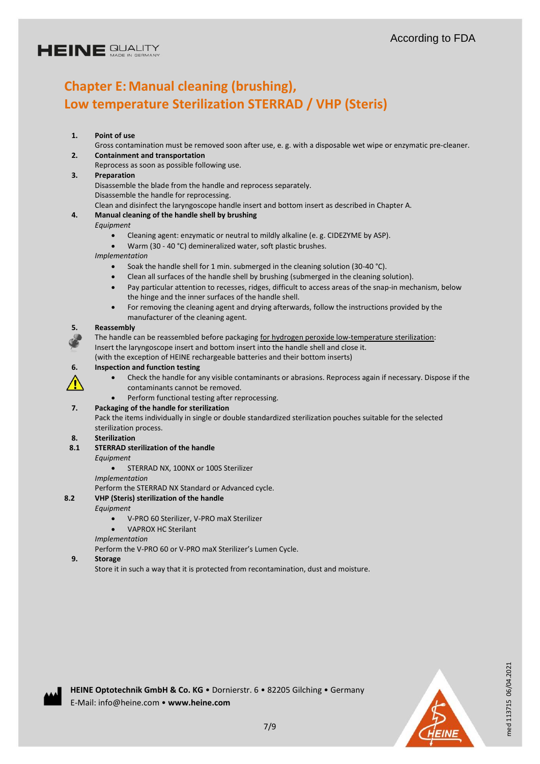# Chapter E: Manual cleaning (brushing), Low temperature Sterilization STERRAD / VHP (Steris)

**1. Point of use**

Gross contamination must be removed soon after use, e. g. with a disposable wet wipe or enzymatic pre-cleaner.

**2. Containment and transportation**

Reprocess as soon as possible following use.

**3. Preparation**

Disassemble the blade from the handle and reprocess separately.
Disassemble the handle for reprocessing.
Clean and disinfect the laryngoscope handle insert and bottom insert as described in Chapter A.

**4. Manual cleaning of the handle shell by brushing**

*Equipment*

- Cleaning agent: enzymatic or neutral to mildly alkaline (e. g. CIDEZYME by ASP).
- Warm (30 - 40 °C) demineralized water, soft plastic brushes.

*Implementation*

- Soak the handle shell for 1 min. submerged in the cleaning solution (30-40 °C).
- Clean all surfaces of the handle shell by brushing (submerged in the cleaning solution).
- Pay particular attention to recesses, ridges, difficult to access areas of the snap-in mechanism, below the hinge and the inner surfaces of the handle shell.
- For removing the cleaning agent and drying afterwards, follow the instructions provided by the manufacturer of the cleaning agent.

**5. Reassembly**

The handle can be reassembled before packaging for hydrogen peroxide low-temperature sterilization:
Insert the laryngoscope insert and bottom insert into the handle shell and close it.
(with the exception of HEINE rechargeable batteries and their bottom inserts)

**6. Inspection and function testing**

- Check the handle for any visible contaminants or abrasions. Reprocess again if necessary. Dispose if the contaminants cannot be removed.
- Perform functional testing after reprocessing.

**7. Packaging of the handle for sterilization**

Pack the items individually in single or double standardized sterilization pouches suitable for the selected sterilization process.

**8. Sterilization**

**8.1 STERRAD sterilization of the handle**

*Equipment*

- STERRAD NX, 100NX or 100S Sterilizer

*Implementation*

Perform the STERRAD NX Standard or Advanced cycle.

**8.2 VHP (Steris) sterilization of the handle**

*Equipment*

- V-PRO 60 Sterilizer, V-PRO maX Sterilizer
- VAPROX HC Sterilant

*Implementation*

Perform the V-PRO 60 or V-PRO maX Sterilizer's Lumen Cycle.

**9. Storage**

Store it in such a way that it is protected from recontamination, dust and moisture.

**HEINE Optotechnik GmbH & Co. KG** • Dornierstr. 6 • 82205 Gilching • Germany
E-Mail: info@heine.com • **www.heine.com**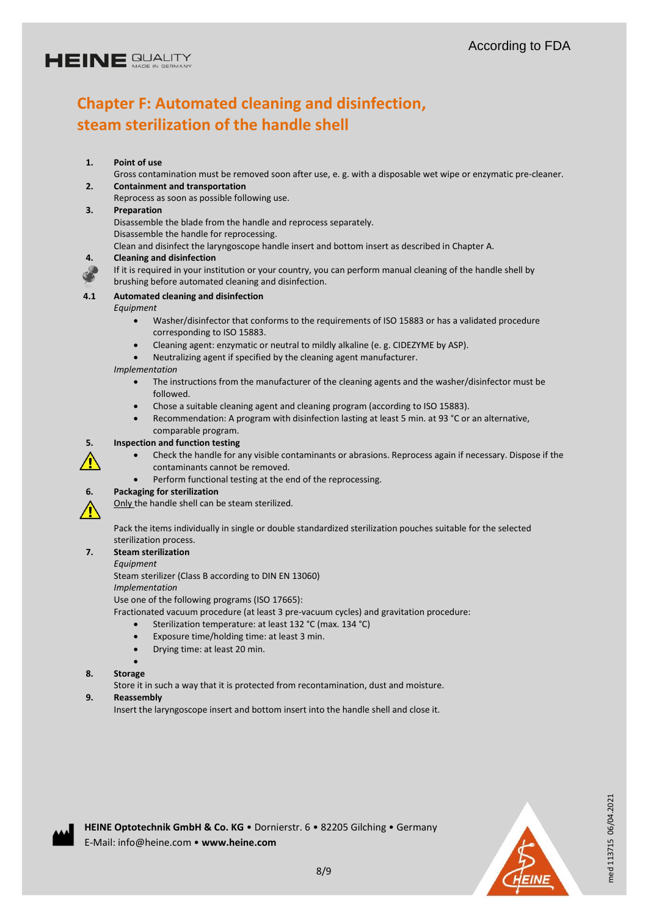## Chapter F: Automated cleaning and disinfection, steam sterilization of the handle shell

**1. Point of use**

Gross contamination must be removed soon after use, e. g. with a disposable wet wipe or enzymatic pre-cleaner.

**2. Containment and transportation**

Reprocess as soon as possible following use.

**3. Preparation**

Disassemble the blade from the handle and reprocess separately.
Disassemble the handle for reprocessing.
Clean and disinfect the laryngoscope handle insert and bottom insert as described in Chapter A.

**4. Cleaning and disinfection**

If it is required in your institution or your country, you can perform manual cleaning of the handle shell by brushing before automated cleaning and disinfection.

**4.1 Automated cleaning and disinfection**

*Equipment*

- Washer/disinfector that conforms to the requirements of ISO 15883 or has a validated procedure corresponding to ISO 15883.
- Cleaning agent: enzymatic or neutral to mildly alkaline (e. g. CIDEZYME by ASP).
- Neutralizing agent if specified by the cleaning agent manufacturer.

*Implementation*

- The instructions from the manufacturer of the cleaning agents and the washer/disinfector must be followed.
- Chose a suitable cleaning agent and cleaning program (according to ISO 15883).
- Recommendation: A program with disinfection lasting at least 5 min. at 93 °C or an alternative, comparable program.

**5. Inspection and function testing**

- Check the handle for any visible contaminants or abrasions. Reprocess again if necessary. Dispose if the contaminants cannot be removed.
- Perform functional testing at the end of the reprocessing.

**6. Packaging for sterilization**

Only the handle shell can be steam sterilized.

Pack the items individually in single or double standardized sterilization pouches suitable for the selected sterilization process.

**7. Steam sterilization**

*Equipment*

Steam sterilizer (Class B according to DIN EN 13060)

*Implementation*

Use one of the following programs (ISO 17665):

Fractionated vacuum procedure (at least 3 pre-vacuum cycles) and gravitation procedure:

- Sterilization temperature: at least 132 °C (max. 134 °C)
- Exposure time/holding time: at least 3 min.
- Drying time: at least 20 min.

**8. Storage**

Store it in such a way that it is protected from recontamination, dust and moisture.

**9. Reassembly**

Insert the laryngoscope insert and bottom insert into the handle shell and close it.

**HEINE Optotechnik GmbH & Co. KG** • Dornierstr. 6 • 82205 Gilching • Germany
E-Mail: info@heine.com • **www.heine.com**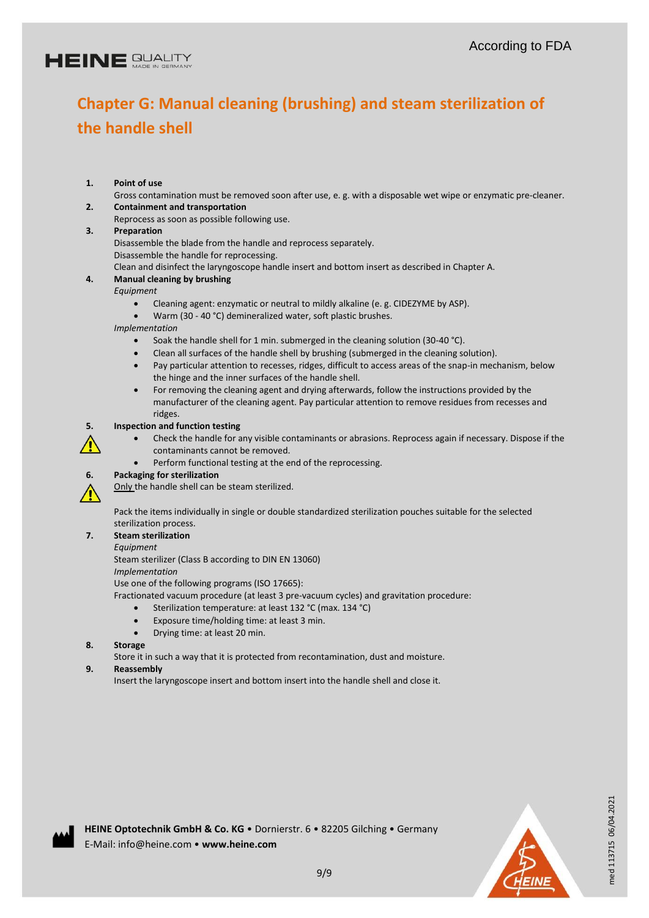# Chapter G: Manual cleaning (brushing) and steam sterilization of the handle shell

1. **Point of use**
   Gross contamination must be removed soon after use, e. g. with a disposable wet wipe or enzymatic pre-cleaner.
2. **Containment and transportation**
   Reprocess as soon as possible following use.
3. **Preparation**
   Disassemble the blade from the handle and reprocess separately.
   Disassemble the handle for reprocessing.
   Clean and disinfect the laryngoscope handle insert and bottom insert as described in Chapter A.
4. **Manual cleaning by brushing**
   *Equipment*
   - Cleaning agent: enzymatic or neutral to mildly alkaline (e. g. CIDEZYME by ASP).
   - Warm (30 - 40 °C) demineralized water, soft plastic brushes.

   *Implementation*
   - Soak the handle shell for 1 min. submerged in the cleaning solution (30-40 °C).
   - Clean all surfaces of the handle shell by brushing (submerged in the cleaning solution).
   - Pay particular attention to recesses, ridges, difficult to access areas of the snap-in mechanism, below the hinge and the inner surfaces of the handle shell.
   - For removing the cleaning agent and drying afterwards, follow the instructions provided by the manufacturer of the cleaning agent. Pay particular attention to remove residues from recesses and ridges.
5. **Inspection and function testing**
   - ⚠ Check the handle for any visible contaminants or abrasions. Reprocess again if necessary. Dispose if the contaminants cannot be removed.
   - Perform functional testing at the end of the reprocessing.
6. **Packaging for sterilization**
   ⚠ Only the handle shell can be steam sterilized.

   Pack the items individually in single or double standardized sterilization pouches suitable for the selected sterilization process.
7. **Steam sterilization**
   *Equipment*
   Steam sterilizer (Class B according to DIN EN 13060)
   *Implementation*
   Use one of the following programs (ISO 17665):
   Fractionated vacuum procedure (at least 3 pre-vacuum cycles) and gravitation procedure:
   - Sterilization temperature: at least 132 °C (max. 134 °C)
   - Exposure time/holding time: at least 3 min.
   - Drying time: at least 20 min.
8. **Storage**
   Store it in such a way that it is protected from recontamination, dust and moisture.
9. **Reassembly**
   Insert the laryngoscope insert and bottom insert into the handle shell and close it.

**HEINE Optotechnik GmbH & Co. KG** • Dornierstr. 6 • 82205 Gilching • Germany
E-Mail: info@heine.com • **www.heine.com**

med 113715 06/04.2021